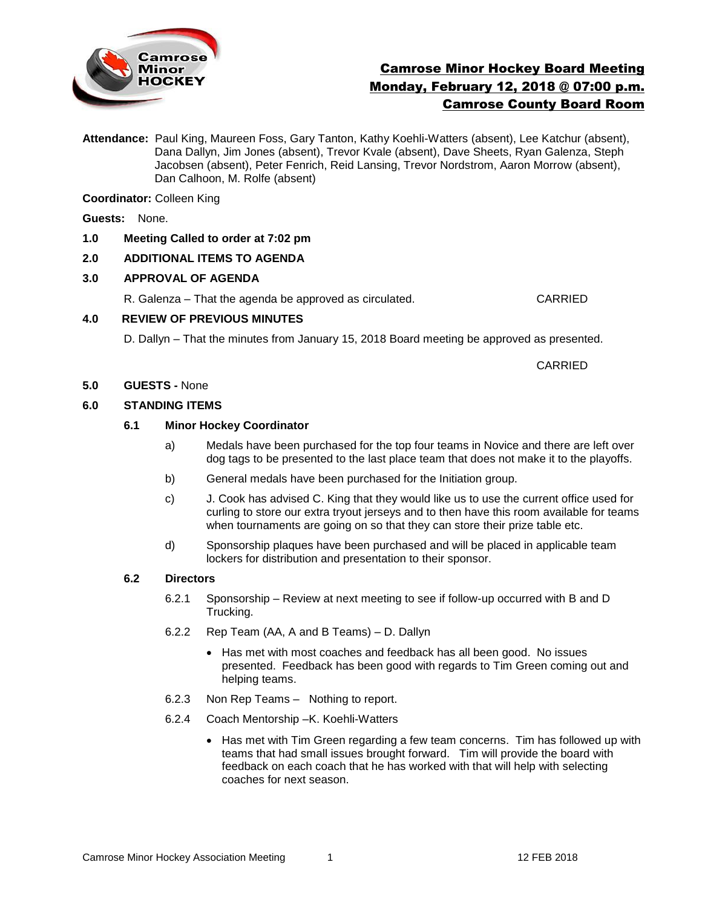# Camrose Minor Hockey Board Meeting
# Monday, February 12, 2018 @ 07:00 p.m.
# Camrose County Board Room

**Attendance:** Paul King, Maureen Foss, Gary Tanton, Kathy Koehli-Watters (absent), Lee Katchur (absent), Dana Dallyn, Jim Jones (absent), Trevor Kvale (absent), Dave Sheets, Ryan Galenza, Steph Jacobsen (absent), Peter Fenrich, Reid Lansing, Trevor Nordstrom, Aaron Morrow (absent), Dan Calhoon, M. Rolfe (absent)

**Coordinator:** Colleen King

**Guests:** None.

**1.0 Meeting Called to order at 7:02 pm**

**2.0 ADDITIONAL ITEMS TO AGENDA**

**3.0 APPROVAL OF AGENDA**

R. Galenza – That the agenda be approved as circulated. CARRIED

**4.0 REVIEW OF PREVIOUS MINUTES**

D. Dallyn – That the minutes from January 15, 2018 Board meeting be approved as presented.

CARRIED

**5.0 GUESTS -** None

**6.0 STANDING ITEMS**

**6.1 Minor Hockey Coordinator**

a) Medals have been purchased for the top four teams in Novice and there are left over dog tags to be presented to the last place team that does not make it to the playoffs.

b) General medals have been purchased for the Initiation group.

c) J. Cook has advised C. King that they would like us to use the current office used for curling to store our extra tryout jerseys and to then have this room available for teams when tournaments are going on so that they can store their prize table etc.

d) Sponsorship plaques have been purchased and will be placed in applicable team lockers for distribution and presentation to their sponsor.

**6.2 Directors**

6.2.1 Sponsorship – Review at next meeting to see if follow-up occurred with B and D Trucking.

6.2.2 Rep Team (AA, A and B Teams) – D. Dallyn

- Has met with most coaches and feedback has all been good. No issues presented. Feedback has been good with regards to Tim Green coming out and helping teams.

6.2.3 Non Rep Teams – Nothing to report.

6.2.4 Coach Mentorship –K. Koehli-Watters

- Has met with Tim Green regarding a few team concerns. Tim has followed up with teams that had small issues brought forward. Tim will provide the board with feedback on each coach that he has worked with that will help with selecting coaches for next season.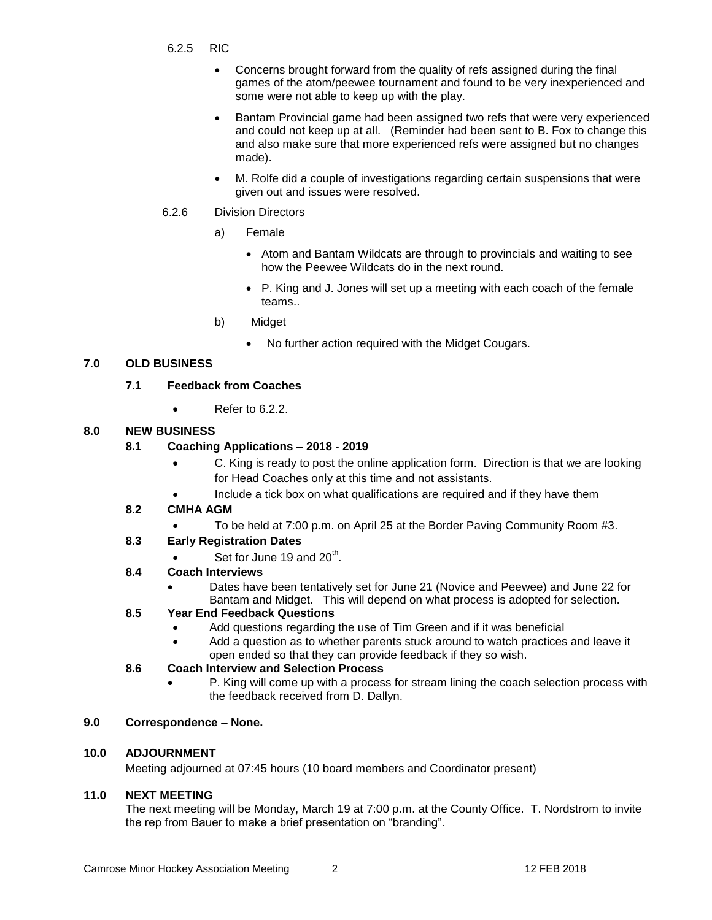6.2.5 RIC

- Concerns brought forward from the quality of refs assigned during the final games of the atom/peewee tournament and found to be very inexperienced and some were not able to keep up with the play.
- Bantam Provincial game had been assigned two refs that were very experienced and could not keep up at all. (Reminder had been sent to B. Fox to change this and also make sure that more experienced refs were assigned but no changes made).
- M. Rolfe did a couple of investigations regarding certain suspensions that were given out and issues were resolved.

6.2.6 Division Directors

a) Female

- Atom and Bantam Wildcats are through to provincials and waiting to see how the Peewee Wildcats do in the next round.
- P. King and J. Jones will set up a meeting with each coach of the female teams..

b) Midget

- No further action required with the Midget Cougars.

## 7.0 OLD BUSINESS

### 7.1 Feedback from Coaches

- Refer to 6.2.2.

## 8.0 NEW BUSINESS

### 8.1 Coaching Applications – 2018 - 2019

- C. King is ready to post the online application form. Direction is that we are looking for Head Coaches only at this time and not assistants.
- Include a tick box on what qualifications are required and if they have them

### 8.2 CMHA AGM

- To be held at 7:00 p.m. on April 25 at the Border Paving Community Room #3.

### 8.3 Early Registration Dates

- Set for June 19 and 20th.

### 8.4 Coach Interviews

- Dates have been tentatively set for June 21 (Novice and Peewee) and June 22 for Bantam and Midget. This will depend on what process is adopted for selection.

### 8.5 Year End Feedback Questions

- Add questions regarding the use of Tim Green and if it was beneficial
- Add a question as to whether parents stuck around to watch practices and leave it open ended so that they can provide feedback if they so wish.

### 8.6 Coach Interview and Selection Process

- P. King will come up with a process for stream lining the coach selection process with the feedback received from D. Dallyn.

## 9.0 Correspondence – None.

## 10.0 ADJOURNMENT

Meeting adjourned at 07:45 hours (10 board members and Coordinator present)

## 11.0 NEXT MEETING

The next meeting will be Monday, March 19 at 7:00 p.m. at the County Office. T. Nordstrom to invite the rep from Bauer to make a brief presentation on "branding".